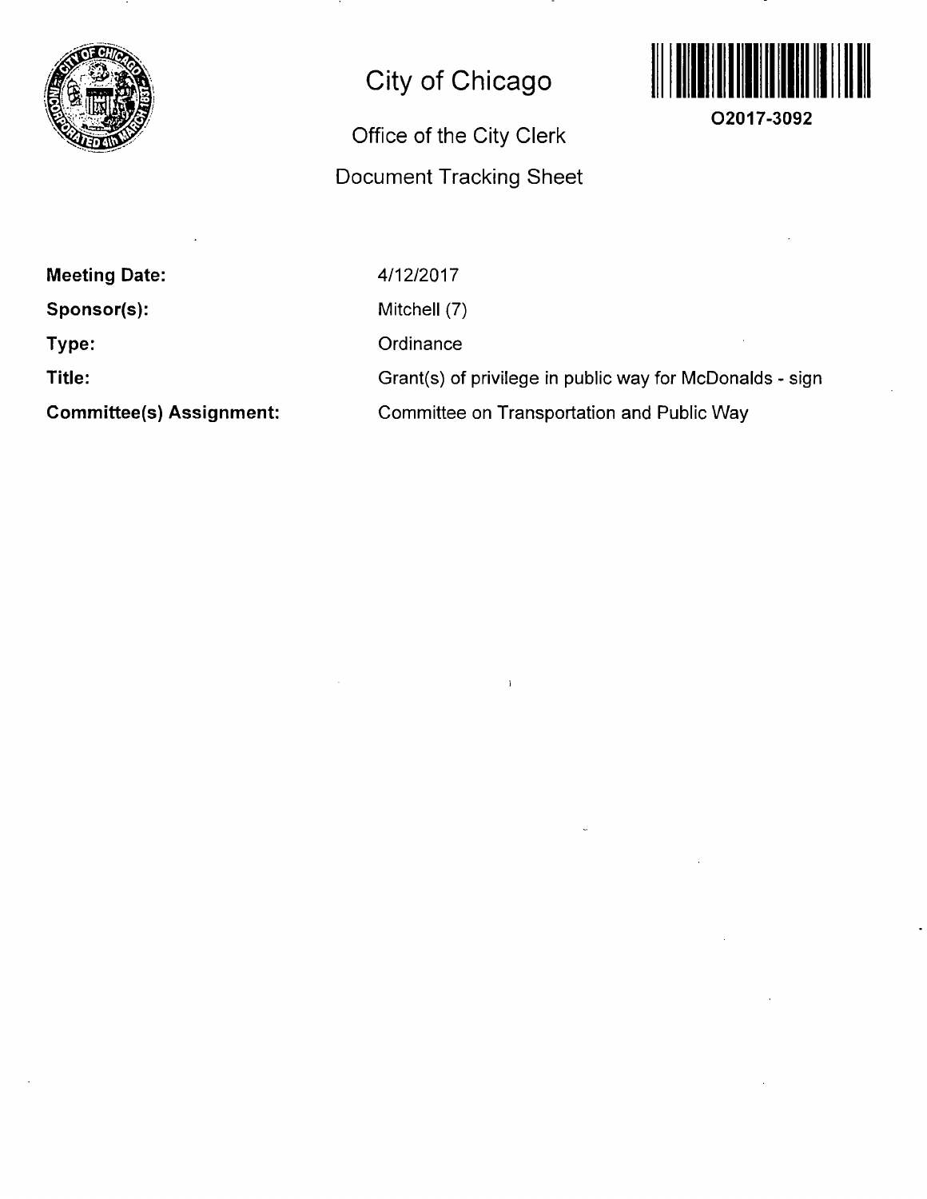# City of Chicago

## Office of the City Clerk

## Document Tracking Sheet

**O2017-3092**

| | |
|---|---|
| **Meeting Date:** | 4/12/2017 |
| **Sponsor(s):** | Mitchell (7) |
| **Type:** | Ordinance |
| **Title:** | Grant(s) of privilege in public way for McDonalds - sign |
| **Committee(s) Assignment:** | Committee on Transportation and Public Way |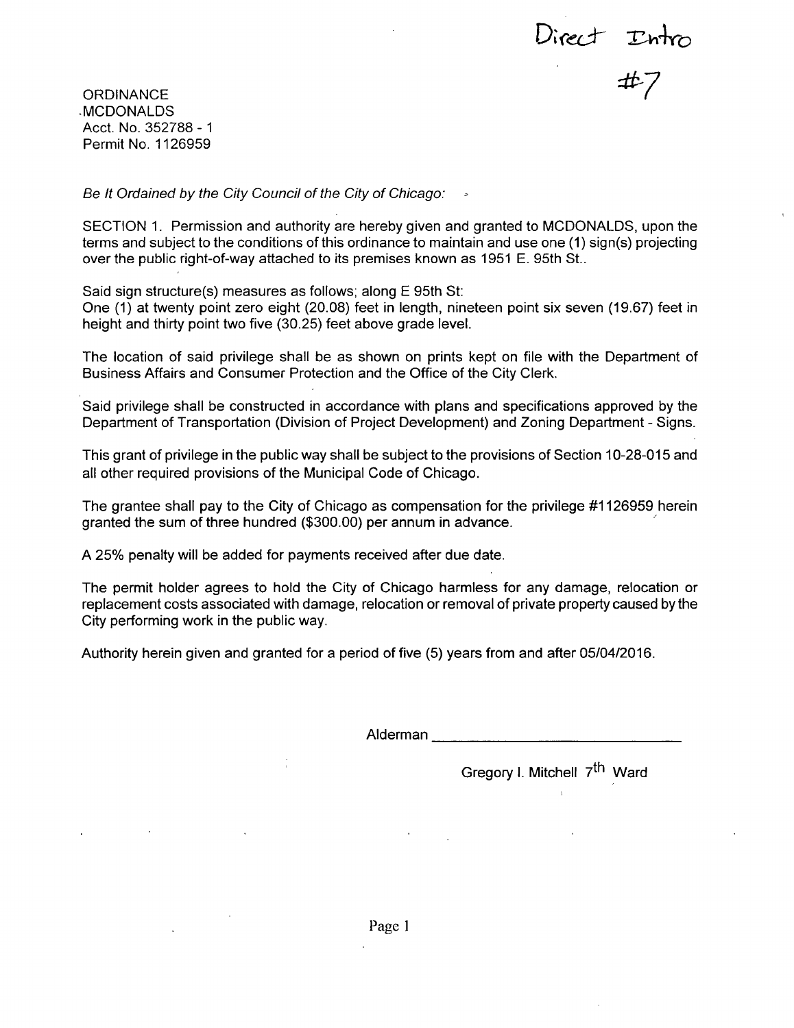Direct Intro
#7

ORDINANCE
MCDONALDS
Acct. No. 352788 - 1
Permit No. 1126959

*Be It Ordained by the City Council of the City of Chicago:*

SECTION 1. Permission and authority are hereby given and granted to MCDONALDS, upon the terms and subject to the conditions of this ordinance to maintain and use one (1) sign(s) projecting over the public right-of-way attached to its premises known as 1951 E. 95th St..

Said sign structure(s) measures as follows; along E 95th St:
One (1) at twenty point zero eight (20.08) feet in length, nineteen point six seven (19.67) feet in height and thirty point two five (30.25) feet above grade level.

The location of said privilege shall be as shown on prints kept on file with the Department of Business Affairs and Consumer Protection and the Office of the City Clerk.

Said privilege shall be constructed in accordance with plans and specifications approved by the Department of Transportation (Division of Project Development) and Zoning Department - Signs.

This grant of privilege in the public way shall be subject to the provisions of Section 10-28-015 and all other required provisions of the Municipal Code of Chicago.

The grantee shall pay to the City of Chicago as compensation for the privilege #1126959 herein granted the sum of three hundred ($300.00) per annum in advance.

A 25% penalty will be added for payments received after due date.

The permit holder agrees to hold the City of Chicago harmless for any damage, relocation or replacement costs associated with damage, relocation or removal of private property caused by the City performing work in the public way.

Authority herein given and granted for a period of five (5) years from and after 05/04/2016.

Alderman ________________________________

Gregory I. Mitchell 7th Ward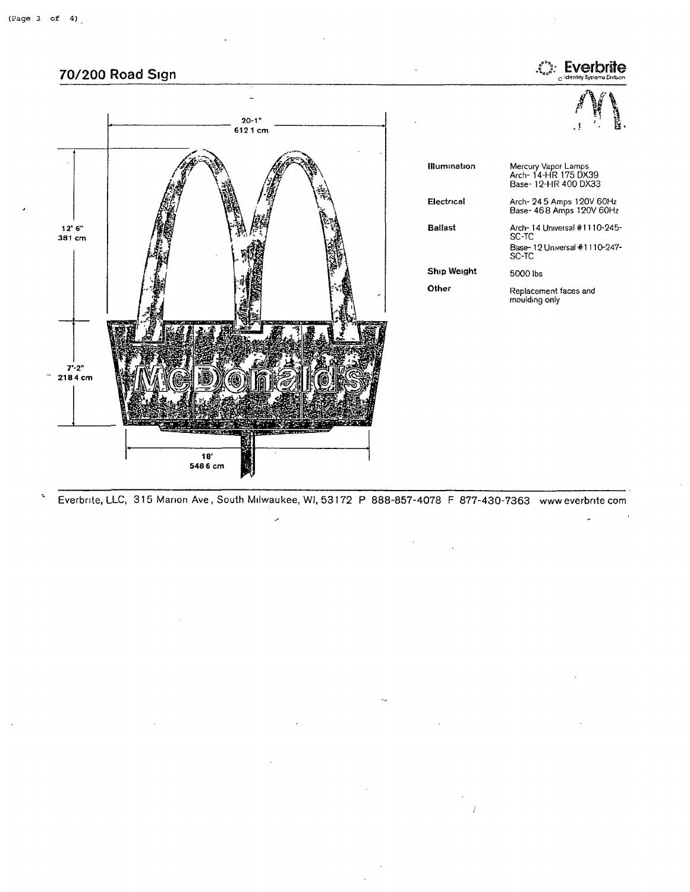## 70/200 Road Sign

Everbrite
Identity Systems Division

20-1"
612 1 cm

12' 6"
381 cm

7'-2"
218 4 cm

18'
548 6 cm

| | |
|---|---|
| **Illumination** | Mercury Vapor Lamps<br>Arch- 14-HR 175 DX39<br>Base- 12-HR 400 DX33 |
| **Electrical** | Arch- 24 5 Amps 120V 60Hz<br>Base- 46 8 Amps 120V 60Hz |
| **Ballast** | Arch- 14 Universal #1110-245-SC-TC<br>Base- 12 Universal #1110-247-SC-TC |
| **Ship Weight** | 5000 lbs |
| **Other** | Replacement faces and moulding only |

Everbrite, LLC, 315 Marion Ave, South Milwaukee, WI, 53172 P 888-857-4078 F 877-430-7363 www everbrite com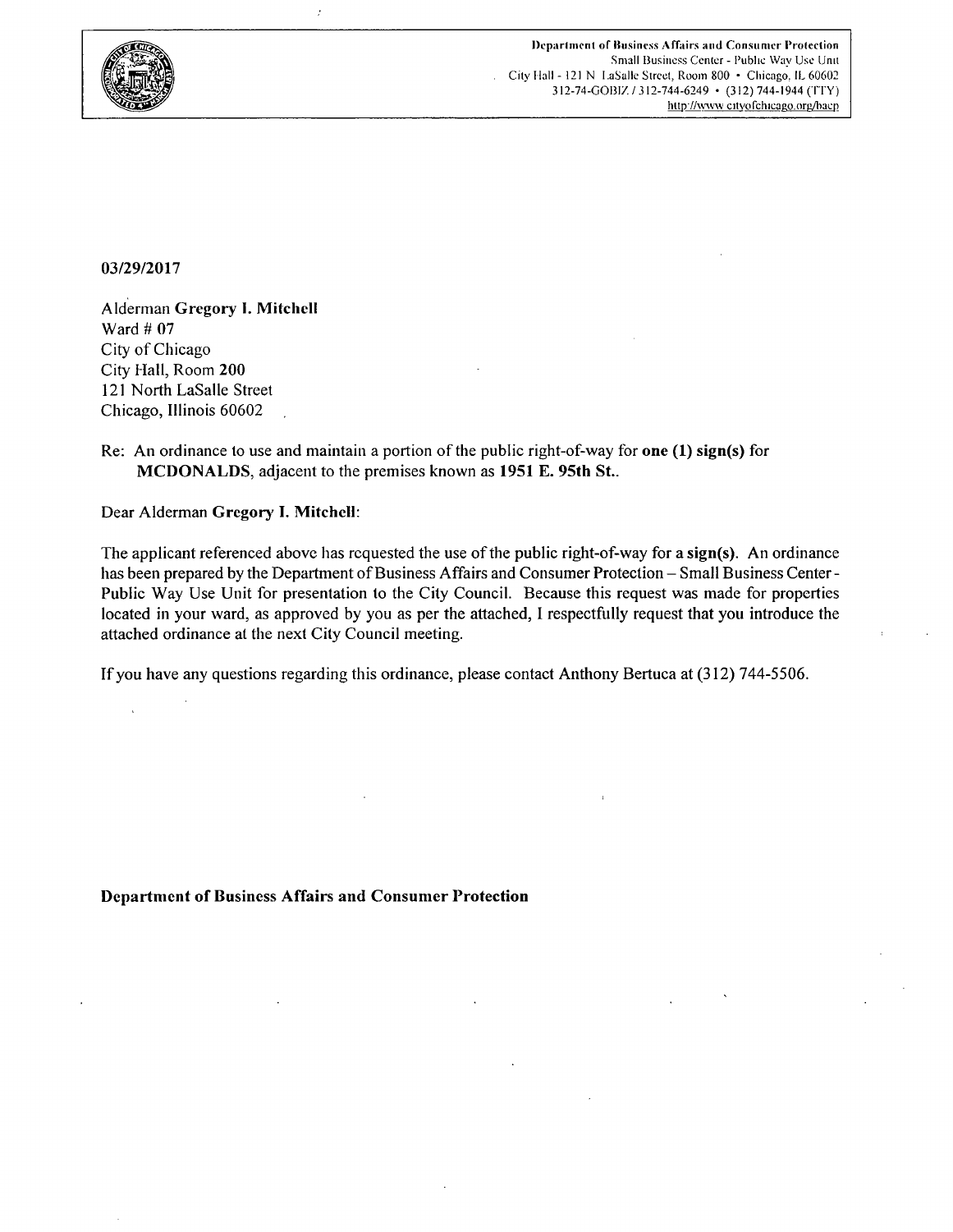**Department of Business Affairs and Consumer Protection**
Small Business Center - Public Way Use Unit
City Hall - 121 N LaSalle Street, Room 800 • Chicago, IL 60602
312-74-GOBIZ / 312-744-6249 • (312) 744-1944 (TTY)
http://www.cityofchicago.org/bacp

**03/29/2017**

Alderman **Gregory I. Mitchell**
Ward # **07**
City of Chicago
City Hall, Room **200**
121 North LaSalle Street
Chicago, Illinois 60602

Re: An ordinance to use and maintain a portion of the public right-of-way for **one (1) sign(s)** for **MCDONALDS**, adjacent to the premises known as **1951 E. 95th St.**.

Dear Alderman **Gregory I. Mitchell**:

The applicant referenced above has requested the use of the public right-of-way for a **sign(s)**. An ordinance has been prepared by the Department of Business Affairs and Consumer Protection – Small Business Center - Public Way Use Unit for presentation to the City Council. Because this request was made for properties located in your ward, as approved by you as per the attached, I respectfully request that you introduce the attached ordinance at the next City Council meeting.

If you have any questions regarding this ordinance, please contact Anthony Bertuca at (312) 744-5506.

**Department of Business Affairs and Consumer Protection**